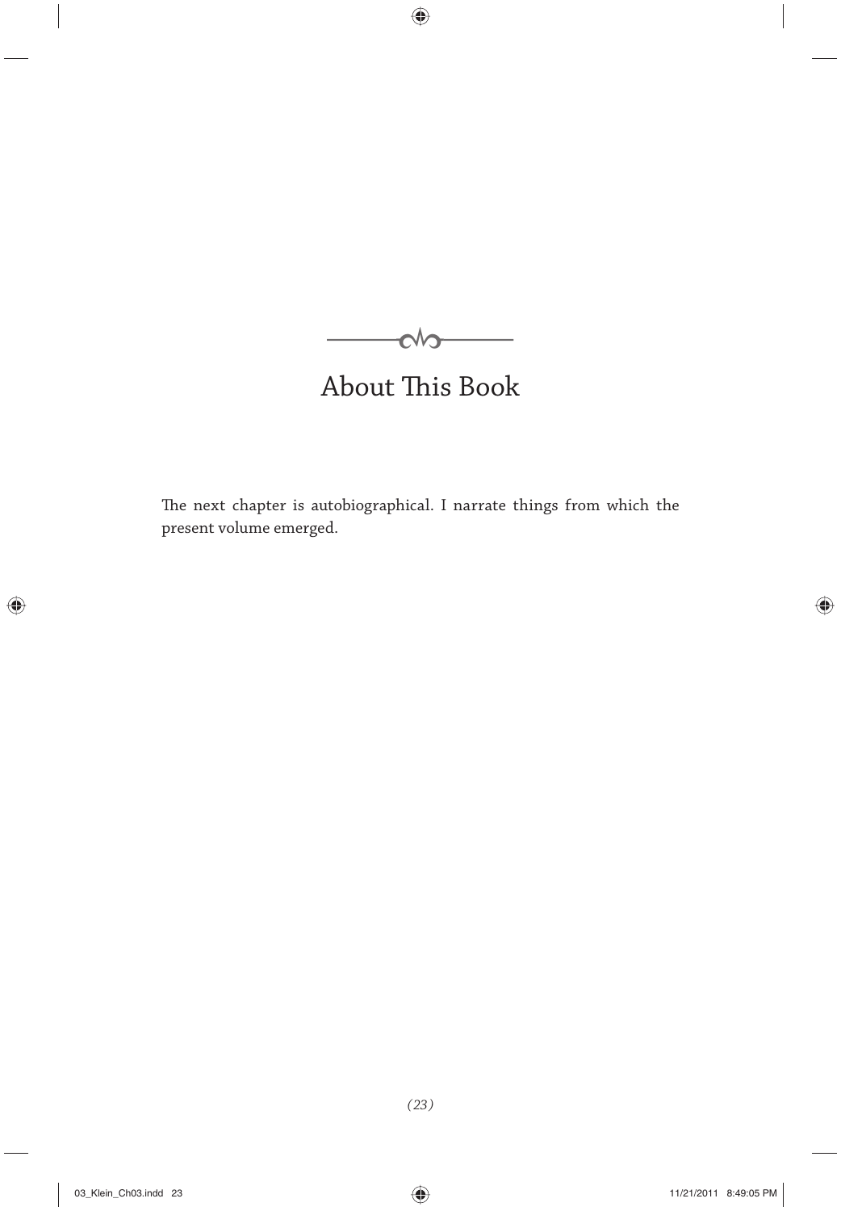# About This Book

The next chapter is autobiographical. I narrate things from which the present volume emerged.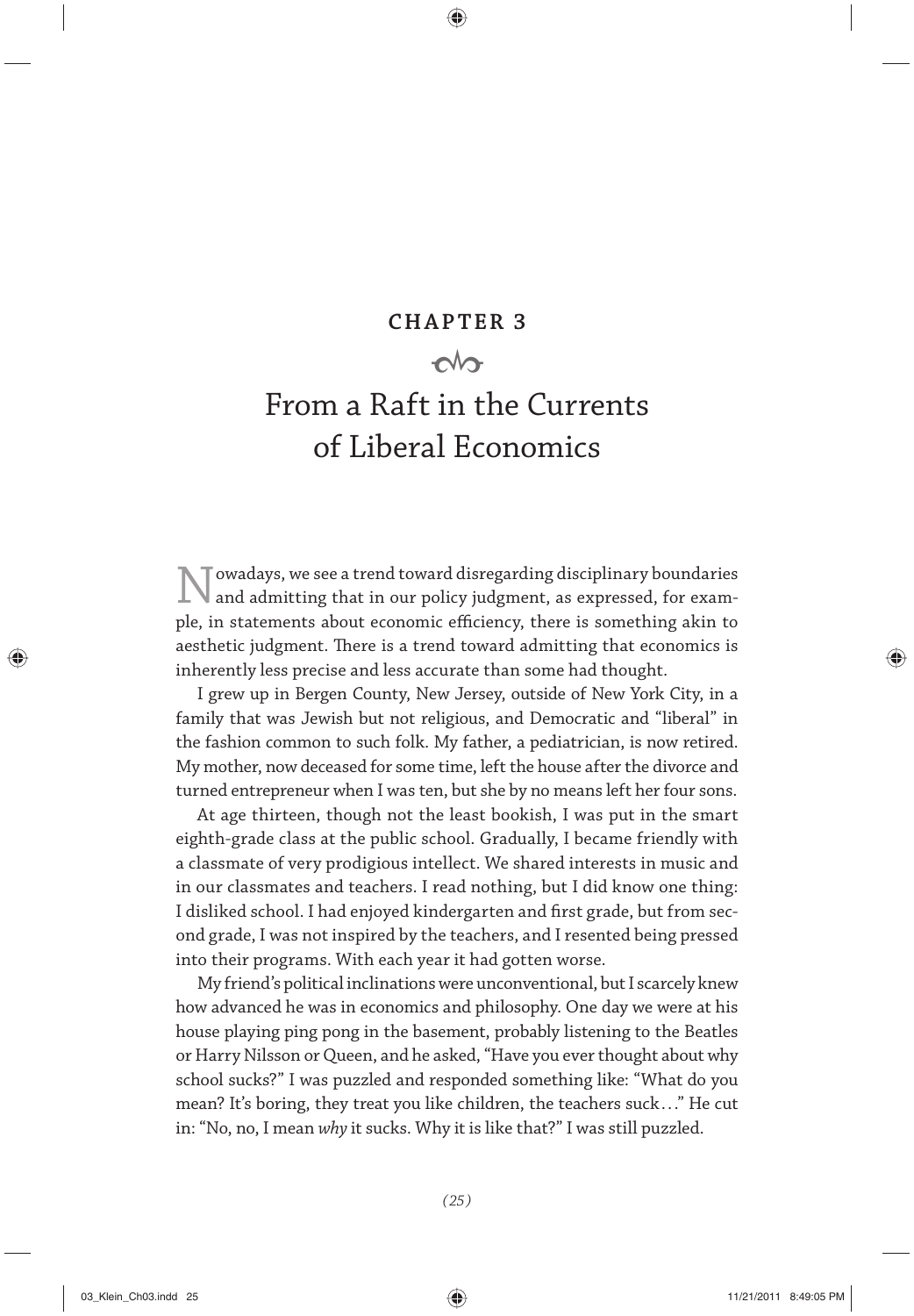# CHAPTER 3

## From a Raft in the Currents of Liberal Economics

Nowadays, we see a trend toward disregarding disciplinary boundaries and admitting that in our policy judgment, as expressed, for example, in statements about economic efficiency, there is something akin to aesthetic judgment. There is a trend toward admitting that economics is inherently less precise and less accurate than some had thought.

I grew up in Bergen County, New Jersey, outside of New York City, in a family that was Jewish but not religious, and Democratic and "liberal" in the fashion common to such folk. My father, a pediatrician, is now retired. My mother, now deceased for some time, left the house after the divorce and turned entrepreneur when I was ten, but she by no means left her four sons.

At age thirteen, though not the least bookish, I was put in the smart eighth-grade class at the public school. Gradually, I became friendly with a classmate of very prodigious intellect. We shared interests in music and in our classmates and teachers. I read nothing, but I did know one thing: I disliked school. I had enjoyed kindergarten and first grade, but from second grade, I was not inspired by the teachers, and I resented being pressed into their programs. With each year it had gotten worse.

My friend's political inclinations were unconventional, but I scarcely knew how advanced he was in economics and philosophy. One day we were at his house playing ping pong in the basement, probably listening to the Beatles or Harry Nilsson or Queen, and he asked, "Have you ever thought about why school sucks?" I was puzzled and responded something like: "What do you mean? It's boring, they treat you like children, the teachers suck…" He cut in: "No, no, I mean *why* it sucks. Why it is like that?" I was still puzzled.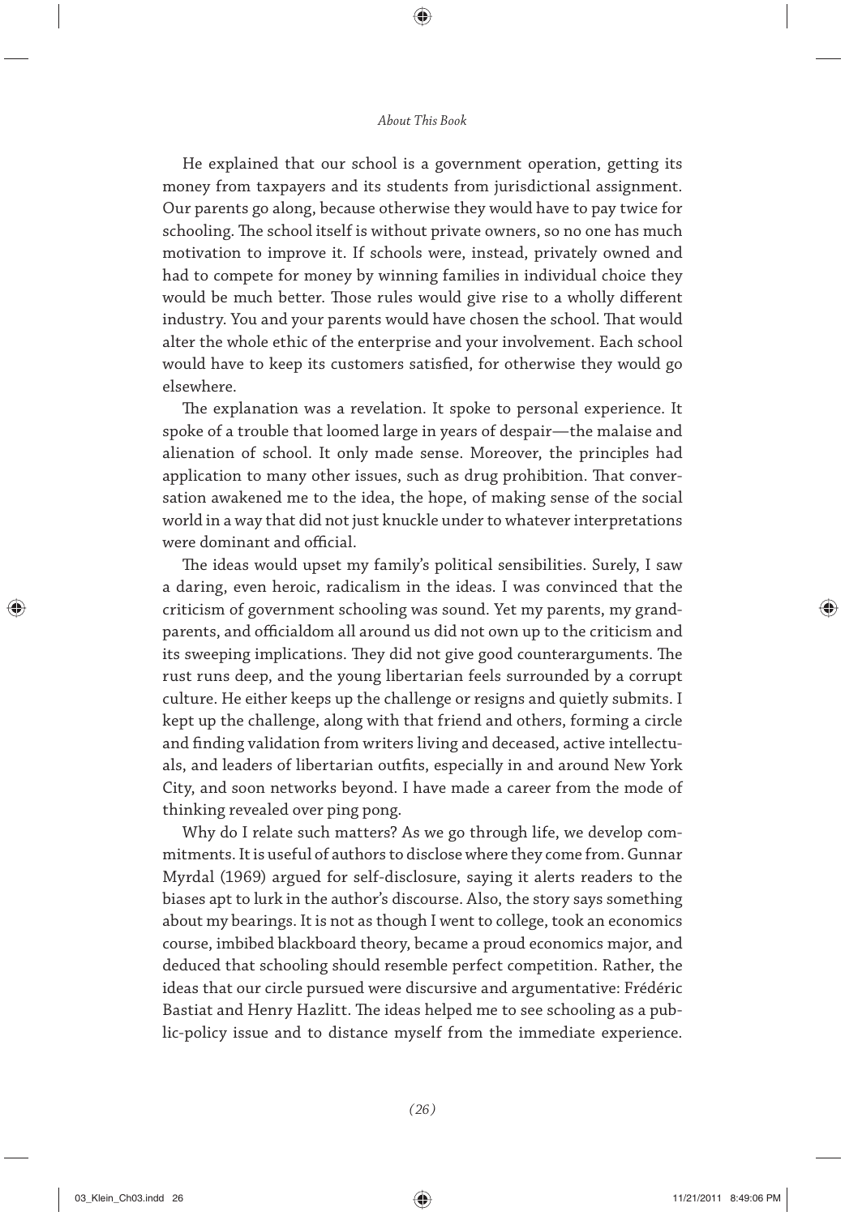He explained that our school is a government operation, getting its money from taxpayers and its students from jurisdictional assignment. Our parents go along, because otherwise they would have to pay twice for schooling. The school itself is without private owners, so no one has much motivation to improve it. If schools were, instead, privately owned and had to compete for money by winning families in individual choice they would be much better. Those rules would give rise to a wholly different industry. You and your parents would have chosen the school. That would alter the whole ethic of the enterprise and your involvement. Each school would have to keep its customers satisfied, for otherwise they would go elsewhere.

The explanation was a revelation. It spoke to personal experience. It spoke of a trouble that loomed large in years of despair—the malaise and alienation of school. It only made sense. Moreover, the principles had application to many other issues, such as drug prohibition. That conversation awakened me to the idea, the hope, of making sense of the social world in a way that did not just knuckle under to whatever interpretations were dominant and official.

The ideas would upset my family's political sensibilities. Surely, I saw a daring, even heroic, radicalism in the ideas. I was convinced that the criticism of government schooling was sound. Yet my parents, my grandparents, and officialdom all around us did not own up to the criticism and its sweeping implications. They did not give good counterarguments. The rust runs deep, and the young libertarian feels surrounded by a corrupt culture. He either keeps up the challenge or resigns and quietly submits. I kept up the challenge, along with that friend and others, forming a circle and finding validation from writers living and deceased, active intellectuals, and leaders of libertarian outfits, especially in and around New York City, and soon networks beyond. I have made a career from the mode of thinking revealed over ping pong.

Why do I relate such matters? As we go through life, we develop commitments. It is useful of authors to disclose where they come from. Gunnar Myrdal (1969) argued for self-disclosure, saying it alerts readers to the biases apt to lurk in the author's discourse. Also, the story says something about my bearings. It is not as though I went to college, took an economics course, imbibed blackboard theory, became a proud economics major, and deduced that schooling should resemble perfect competition. Rather, the ideas that our circle pursued were discursive and argumentative: Frédéric Bastiat and Henry Hazlitt. The ideas helped me to see schooling as a public-policy issue and to distance myself from the immediate experience.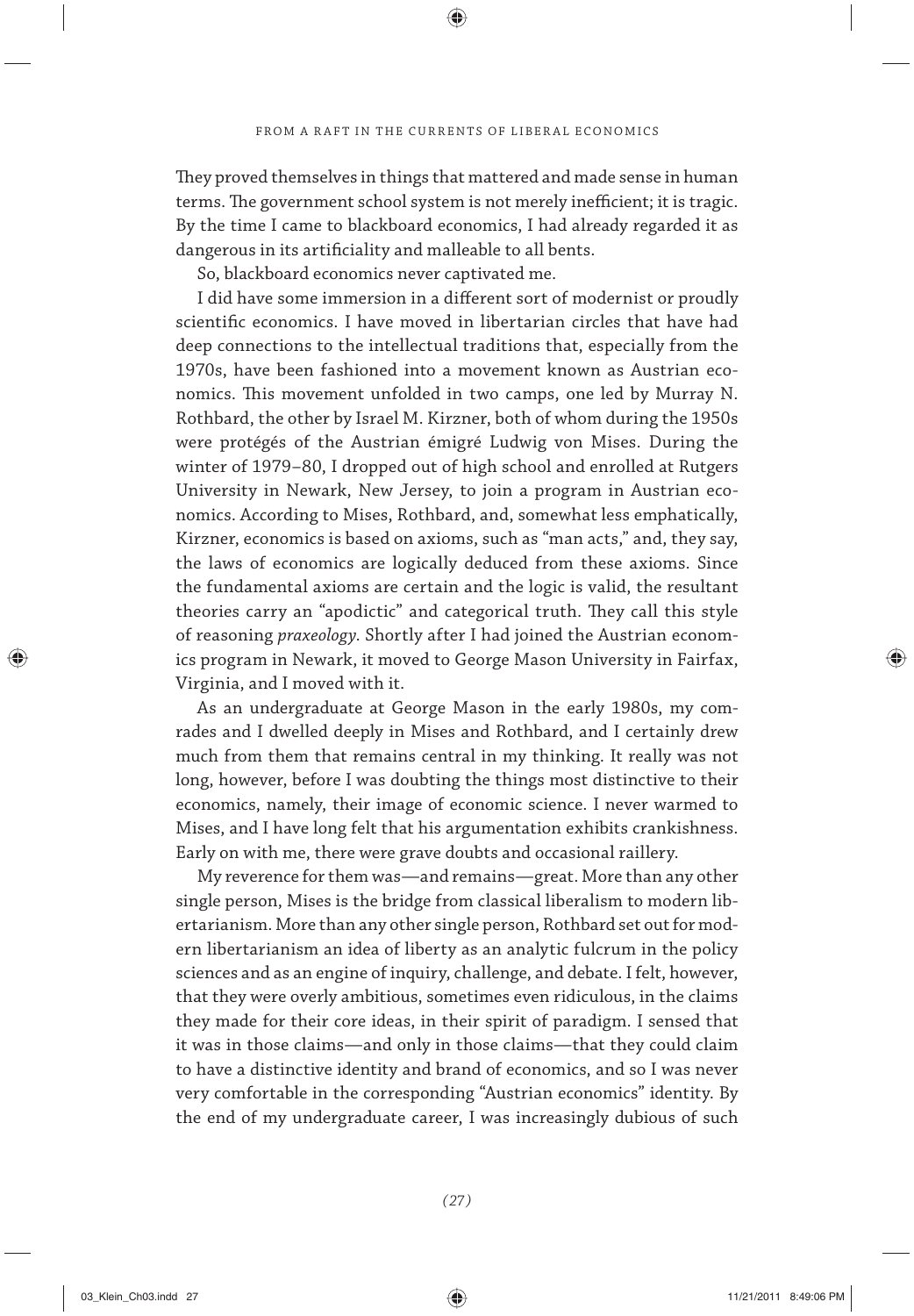They proved themselves in things that mattered and made sense in human terms. The government school system is not merely inefficient; it is tragic. By the time I came to blackboard economics, I had already regarded it as dangerous in its artificiality and malleable to all bents.

So, blackboard economics never captivated me.

I did have some immersion in a different sort of modernist or proudly scientific economics. I have moved in libertarian circles that have had deep connections to the intellectual traditions that, especially from the 1970s, have been fashioned into a movement known as Austrian economics. This movement unfolded in two camps, one led by Murray N. Rothbard, the other by Israel M. Kirzner, both of whom during the 1950s were protégés of the Austrian émigré Ludwig von Mises. During the winter of 1979–80, I dropped out of high school and enrolled at Rutgers University in Newark, New Jersey, to join a program in Austrian economics. According to Mises, Rothbard, and, somewhat less emphatically, Kirzner, economics is based on axioms, such as "man acts," and, they say, the laws of economics are logically deduced from these axioms. Since the fundamental axioms are certain and the logic is valid, the resultant theories carry an "apodictic" and categorical truth. They call this style of reasoning *praxeology*. Shortly after I had joined the Austrian economics program in Newark, it moved to George Mason University in Fairfax, Virginia, and I moved with it.

As an undergraduate at George Mason in the early 1980s, my comrades and I dwelled deeply in Mises and Rothbard, and I certainly drew much from them that remains central in my thinking. It really was not long, however, before I was doubting the things most distinctive to their economics, namely, their image of economic science. I never warmed to Mises, and I have long felt that his argumentation exhibits crankishness. Early on with me, there were grave doubts and occasional raillery.

My reverence for them was—and remains—great. More than any other single person, Mises is the bridge from classical liberalism to modern libertarianism. More than any other single person, Rothbard set out for modern libertarianism an idea of liberty as an analytic fulcrum in the policy sciences and as an engine of inquiry, challenge, and debate. I felt, however, that they were overly ambitious, sometimes even ridiculous, in the claims they made for their core ideas, in their spirit of paradigm. I sensed that it was in those claims—and only in those claims—that they could claim to have a distinctive identity and brand of economics, and so I was never very comfortable in the corresponding "Austrian economics" identity. By the end of my undergraduate career, I was increasingly dubious of such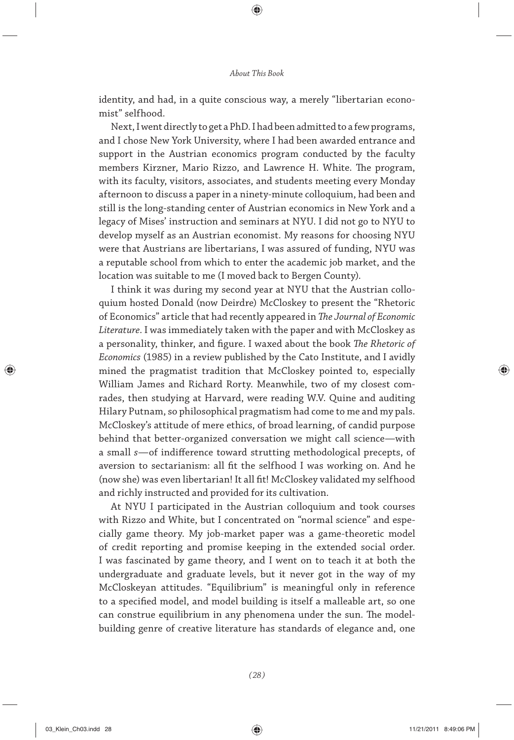identity, and had, in a quite conscious way, a merely "libertarian economist" selfhood.

Next, I went directly to get a PhD. I had been admitted to a few programs, and I chose New York University, where I had been awarded entrance and support in the Austrian economics program conducted by the faculty members Kirzner, Mario Rizzo, and Lawrence H. White. The program, with its faculty, visitors, associates, and students meeting every Monday afternoon to discuss a paper in a ninety-minute colloquium, had been and still is the long-standing center of Austrian economics in New York and a legacy of Mises' instruction and seminars at NYU. I did not go to NYU to develop myself as an Austrian economist. My reasons for choosing NYU were that Austrians are libertarians, I was assured of funding, NYU was a reputable school from which to enter the academic job market, and the location was suitable to me (I moved back to Bergen County).

I think it was during my second year at NYU that the Austrian colloquium hosted Donald (now Deirdre) McCloskey to present the "Rhetoric of Economics" article that had recently appeared in *The Journal of Economic Literature*. I was immediately taken with the paper and with McCloskey as a personality, thinker, and figure. I waxed about the book *The Rhetoric of Economics* (1985) in a review published by the Cato Institute, and I avidly mined the pragmatist tradition that McCloskey pointed to, especially William James and Richard Rorty. Meanwhile, two of my closest comrades, then studying at Harvard, were reading W.V. Quine and auditing Hilary Putnam, so philosophical pragmatism had come to me and my pals. McCloskey's attitude of mere ethics, of broad learning, of candid purpose behind that better-organized conversation we might call science—with a small *s*—of indifference toward strutting methodological precepts, of aversion to sectarianism: all fit the selfhood I was working on. And he (now she) was even libertarian! It all fit! McCloskey validated my selfhood and richly instructed and provided for its cultivation.

At NYU I participated in the Austrian colloquium and took courses with Rizzo and White, but I concentrated on "normal science" and especially game theory. My job-market paper was a game-theoretic model of credit reporting and promise keeping in the extended social order. I was fascinated by game theory, and I went on to teach it at both the undergraduate and graduate levels, but it never got in the way of my McCloskeyan attitudes. "Equilibrium" is meaningful only in reference to a specified model, and model building is itself a malleable art, so one can construe equilibrium in any phenomena under the sun. The model-building genre of creative literature has standards of elegance and, one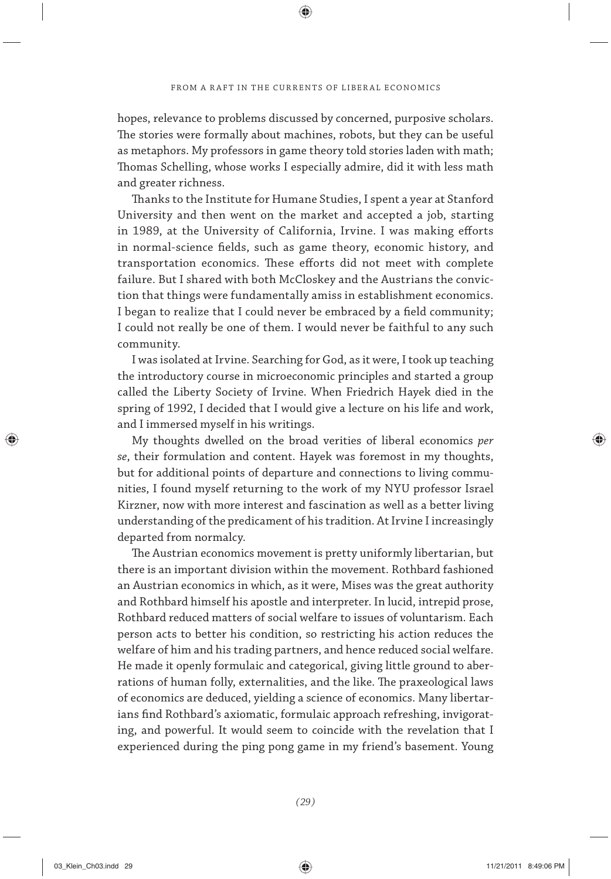hopes, relevance to problems discussed by concerned, purposive scholars. The stories were formally about machines, robots, but they can be useful as metaphors. My professors in game theory told stories laden with math; Thomas Schelling, whose works I especially admire, did it with less math and greater richness.

Thanks to the Institute for Humane Studies, I spent a year at Stanford University and then went on the market and accepted a job, starting in 1989, at the University of California, Irvine. I was making efforts in normal-science fields, such as game theory, economic history, and transportation economics. These efforts did not meet with complete failure. But I shared with both McCloskey and the Austrians the conviction that things were fundamentally amiss in establishment economics. I began to realize that I could never be embraced by a field community; I could not really be one of them. I would never be faithful to any such community.

I was isolated at Irvine. Searching for God, as it were, I took up teaching the introductory course in microeconomic principles and started a group called the Liberty Society of Irvine. When Friedrich Hayek died in the spring of 1992, I decided that I would give a lecture on his life and work, and I immersed myself in his writings.

My thoughts dwelled on the broad verities of liberal economics *per se*, their formulation and content. Hayek was foremost in my thoughts, but for additional points of departure and connections to living communities, I found myself returning to the work of my NYU professor Israel Kirzner, now with more interest and fascination as well as a better living understanding of the predicament of his tradition. At Irvine I increasingly departed from normalcy.

The Austrian economics movement is pretty uniformly libertarian, but there is an important division within the movement. Rothbard fashioned an Austrian economics in which, as it were, Mises was the great authority and Rothbard himself his apostle and interpreter. In lucid, intrepid prose, Rothbard reduced matters of social welfare to issues of voluntarism. Each person acts to better his condition, so restricting his action reduces the welfare of him and his trading partners, and hence reduced social welfare. He made it openly formulaic and categorical, giving little ground to aberrations of human folly, externalities, and the like. The praxeological laws of economics are deduced, yielding a science of economics. Many libertarians find Rothbard's axiomatic, formulaic approach refreshing, invigorating, and powerful. It would seem to coincide with the revelation that I experienced during the ping pong game in my friend's basement. Young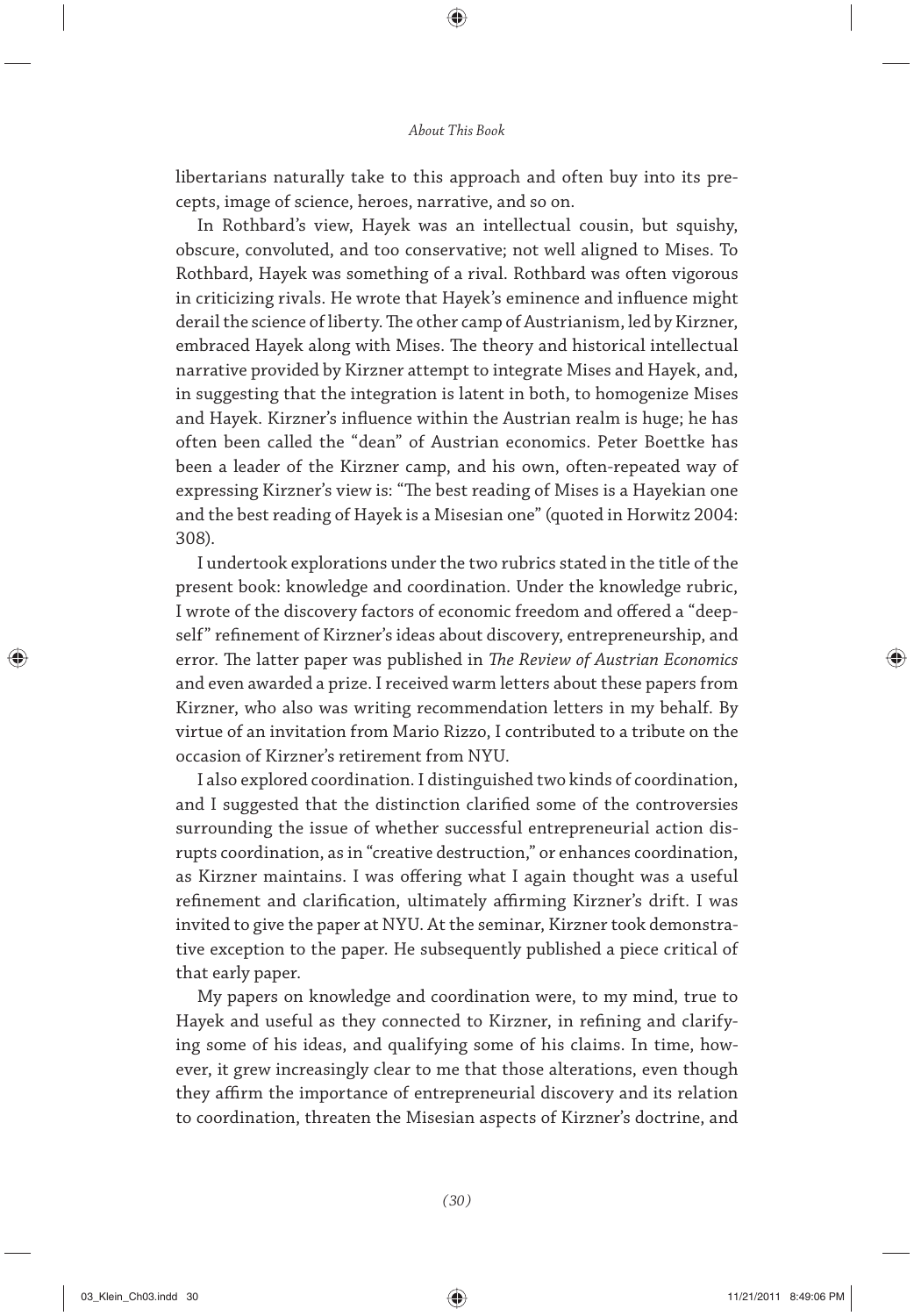libertarians naturally take to this approach and often buy into its precepts, image of science, heroes, narrative, and so on.

In Rothbard's view, Hayek was an intellectual cousin, but squishy, obscure, convoluted, and too conservative; not well aligned to Mises. To Rothbard, Hayek was something of a rival. Rothbard was often vigorous in criticizing rivals. He wrote that Hayek's eminence and influence might derail the science of liberty. The other camp of Austrianism, led by Kirzner, embraced Hayek along with Mises. The theory and historical intellectual narrative provided by Kirzner attempt to integrate Mises and Hayek, and, in suggesting that the integration is latent in both, to homogenize Mises and Hayek. Kirzner's influence within the Austrian realm is huge; he has often been called the "dean" of Austrian economics. Peter Boettke has been a leader of the Kirzner camp, and his own, often-repeated way of expressing Kirzner's view is: "The best reading of Mises is a Hayekian one and the best reading of Hayek is a Misesian one" (quoted in Horwitz 2004: 308).

I undertook explorations under the two rubrics stated in the title of the present book: knowledge and coordination. Under the knowledge rubric, I wrote of the discovery factors of economic freedom and offered a "deep-self" refinement of Kirzner's ideas about discovery, entrepreneurship, and error. The latter paper was published in *The Review of Austrian Economics* and even awarded a prize. I received warm letters about these papers from Kirzner, who also was writing recommendation letters in my behalf. By virtue of an invitation from Mario Rizzo, I contributed to a tribute on the occasion of Kirzner's retirement from NYU.

I also explored coordination. I distinguished two kinds of coordination, and I suggested that the distinction clarified some of the controversies surrounding the issue of whether successful entrepreneurial action disrupts coordination, as in "creative destruction," or enhances coordination, as Kirzner maintains. I was offering what I again thought was a useful refinement and clarification, ultimately affirming Kirzner's drift. I was invited to give the paper at NYU. At the seminar, Kirzner took demonstrative exception to the paper. He subsequently published a piece critical of that early paper.

My papers on knowledge and coordination were, to my mind, true to Hayek and useful as they connected to Kirzner, in refining and clarifying some of his ideas, and qualifying some of his claims. In time, however, it grew increasingly clear to me that those alterations, even though they affirm the importance of entrepreneurial discovery and its relation to coordination, threaten the Misesian aspects of Kirzner's doctrine, and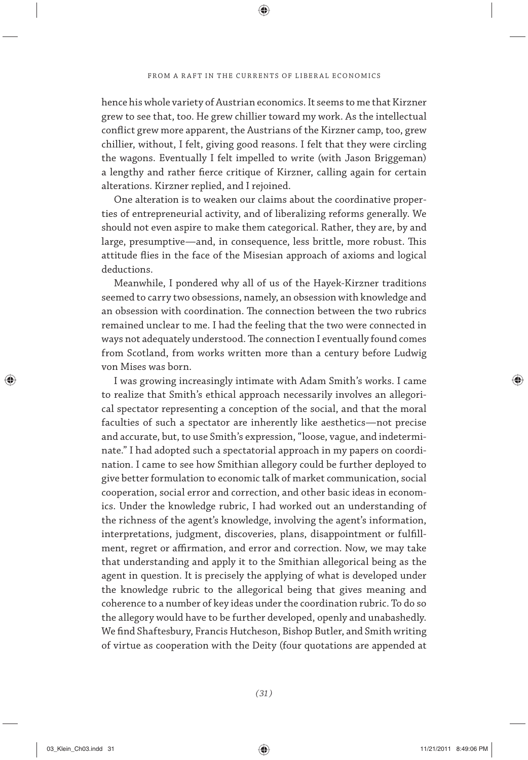hence his whole variety of Austrian economics. It seems to me that Kirzner grew to see that, too. He grew chillier toward my work. As the intellectual conflict grew more apparent, the Austrians of the Kirzner camp, too, grew chillier, without, I felt, giving good reasons. I felt that they were circling the wagons. Eventually I felt impelled to write (with Jason Briggeman) a lengthy and rather fierce critique of Kirzner, calling again for certain alterations. Kirzner replied, and I rejoined.

One alteration is to weaken our claims about the coordinative properties of entrepreneurial activity, and of liberalizing reforms generally. We should not even aspire to make them categorical. Rather, they are, by and large, presumptive—and, in consequence, less brittle, more robust. This attitude flies in the face of the Misesian approach of axioms and logical deductions.

Meanwhile, I pondered why all of us of the Hayek-Kirzner traditions seemed to carry two obsessions, namely, an obsession with knowledge and an obsession with coordination. The connection between the two rubrics remained unclear to me. I had the feeling that the two were connected in ways not adequately understood. The connection I eventually found comes from Scotland, from works written more than a century before Ludwig von Mises was born.

I was growing increasingly intimate with Adam Smith's works. I came to realize that Smith's ethical approach necessarily involves an allegorical spectator representing a conception of the social, and that the moral faculties of such a spectator are inherently like aesthetics—not precise and accurate, but, to use Smith's expression, "loose, vague, and indeterminate." I had adopted such a spectatorial approach in my papers on coordination. I came to see how Smithian allegory could be further deployed to give better formulation to economic talk of market communication, social cooperation, social error and correction, and other basic ideas in economics. Under the knowledge rubric, I had worked out an understanding of the richness of the agent's knowledge, involving the agent's information, interpretations, judgment, discoveries, plans, disappointment or fulfillment, regret or affirmation, and error and correction. Now, we may take that understanding and apply it to the Smithian allegorical being as the agent in question. It is precisely the applying of what is developed under the knowledge rubric to the allegorical being that gives meaning and coherence to a number of key ideas under the coordination rubric. To do so the allegory would have to be further developed, openly and unabashedly. We find Shaftesbury, Francis Hutcheson, Bishop Butler, and Smith writing of virtue as cooperation with the Deity (four quotations are appended at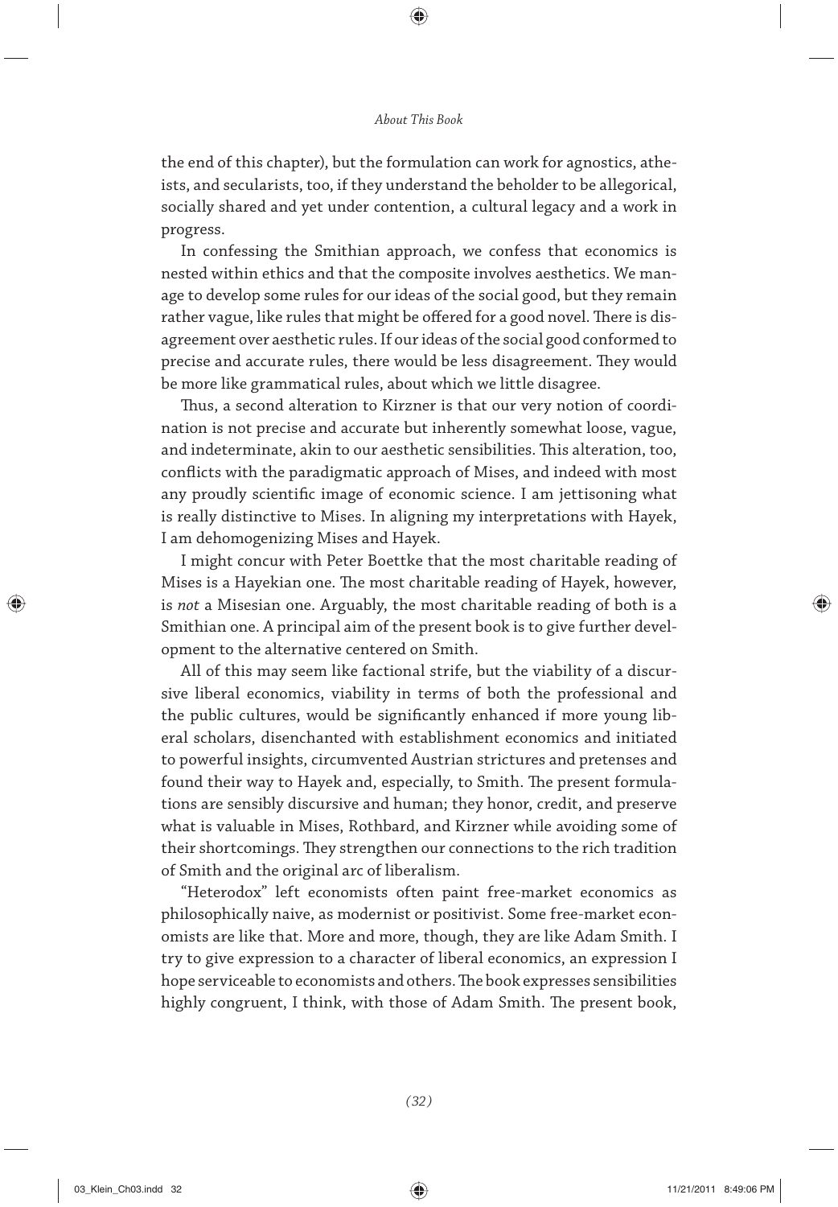the end of this chapter), but the formulation can work for agnostics, atheists, and secularists, too, if they understand the beholder to be allegorical, socially shared and yet under contention, a cultural legacy and a work in progress.

In confessing the Smithian approach, we confess that economics is nested within ethics and that the composite involves aesthetics. We manage to develop some rules for our ideas of the social good, but they remain rather vague, like rules that might be offered for a good novel. There is disagreement over aesthetic rules. If our ideas of the social good conformed to precise and accurate rules, there would be less disagreement. They would be more like grammatical rules, about which we little disagree.

Thus, a second alteration to Kirzner is that our very notion of coordination is not precise and accurate but inherently somewhat loose, vague, and indeterminate, akin to our aesthetic sensibilities. This alteration, too, conflicts with the paradigmatic approach of Mises, and indeed with most any proudly scientific image of economic science. I am jettisoning what is really distinctive to Mises. In aligning my interpretations with Hayek, I am dehomogenizing Mises and Hayek.

I might concur with Peter Boettke that the most charitable reading of Mises is a Hayekian one. The most charitable reading of Hayek, however, is *not* a Misesian one. Arguably, the most charitable reading of both is a Smithian one. A principal aim of the present book is to give further development to the alternative centered on Smith.

All of this may seem like factional strife, but the viability of a discursive liberal economics, viability in terms of both the professional and the public cultures, would be significantly enhanced if more young liberal scholars, disenchanted with establishment economics and initiated to powerful insights, circumvented Austrian strictures and pretenses and found their way to Hayek and, especially, to Smith. The present formulations are sensibly discursive and human; they honor, credit, and preserve what is valuable in Mises, Rothbard, and Kirzner while avoiding some of their shortcomings. They strengthen our connections to the rich tradition of Smith and the original arc of liberalism.

"Heterodox" left economists often paint free-market economics as philosophically naive, as modernist or positivist. Some free-market economists are like that. More and more, though, they are like Adam Smith. I try to give expression to a character of liberal economics, an expression I hope serviceable to economists and others. The book expresses sensibilities highly congruent, I think, with those of Adam Smith. The present book,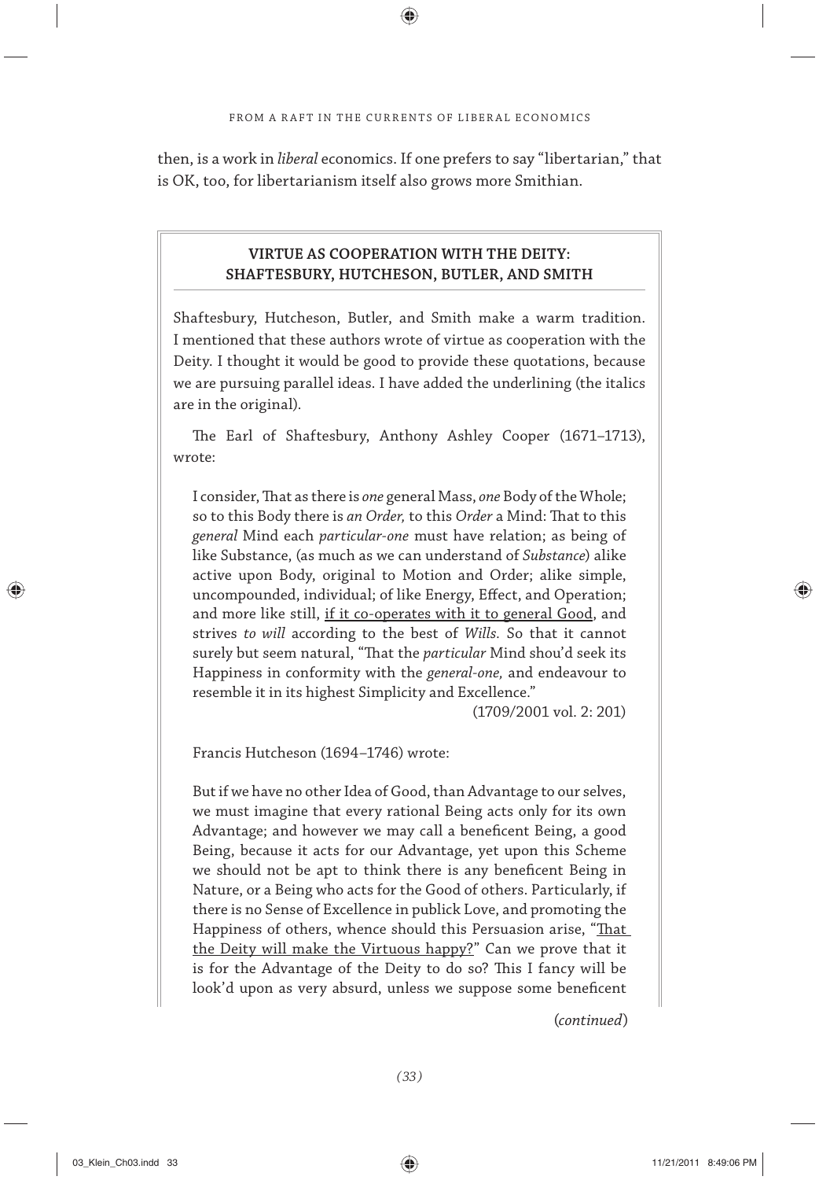then, is a work in *liberal* economics. If one prefers to say "libertarian," that is OK, too, for libertarianism itself also grows more Smithian.

### VIRTUE AS COOPERATION WITH THE DEITY: SHAFTESBURY, HUTCHESON, BUTLER, AND SMITH

Shaftesbury, Hutcheson, Butler, and Smith make a warm tradition. I mentioned that these authors wrote of virtue as cooperation with the Deity. I thought it would be good to provide these quotations, because we are pursuing parallel ideas. I have added the underlining (the italics are in the original).

The Earl of Shaftesbury, Anthony Ashley Cooper (1671–1713), wrote:

> I consider, That as there is *one* general Mass, *one* Body of the Whole; so to this Body there is *an Order,* to this *Order* a Mind: That to this *general* Mind each *particular-one* must have relation; as being of like Substance, (as much as we can understand of *Substance*) alike active upon Body, original to Motion and Order; alike simple, uncompounded, individual; of like Energy, Effect, and Operation; and more like still, <u>if it co-operates with it to general Good</u>, and strives *to will* according to the best of *Wills.* So that it cannot surely but seem natural, "That the *particular* Mind shou'd seek its Happiness in conformity with the *general-one,* and endeavour to resemble it in its highest Simplicity and Excellence."
>
> (1709/2001 vol. 2: 201)

Francis Hutcheson (1694–1746) wrote:

> But if we have no other Idea of Good, than Advantage to our selves, we must imagine that every rational Being acts only for its own Advantage; and however we may call a beneficent Being, a good Being, because it acts for our Advantage, yet upon this Scheme we should not be apt to think there is any beneficent Being in Nature, or a Being who acts for the Good of others. Particularly, if there is no Sense of Excellence in publick Love, and promoting the Happiness of others, whence should this Persuasion arise, "<u>That the Deity will make the Virtuous happy?</u>" Can we prove that it is for the Advantage of the Deity to do so? This I fancy will be look'd upon as very absurd, unless we suppose some beneficent

(*continued*)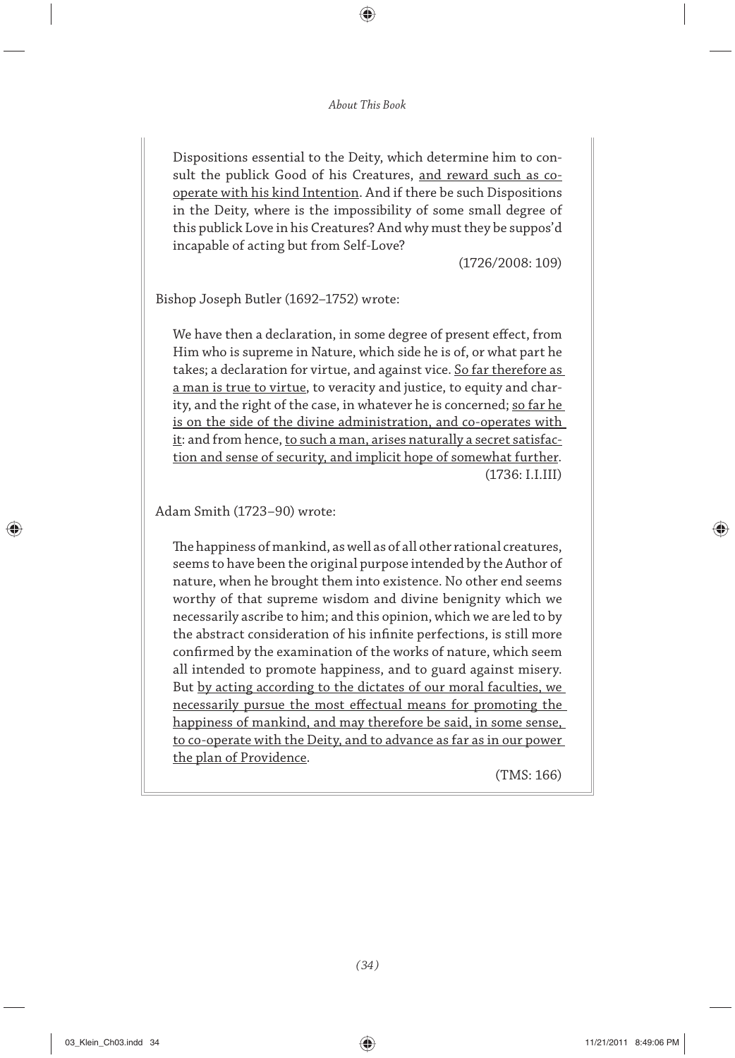Dispositions essential to the Deity, which determine him to consult the publick Good of his Creatures, <u>and reward such as co-operate with his kind Intention</u>. And if there be such Dispositions in the Deity, where is the impossibility of some small degree of this publick Love in his Creatures? And why must they be suppos'd incapable of acting but from Self-Love?

(1726/2008: 109)

Bishop Joseph Butler (1692–1752) wrote:

> We have then a declaration, in some degree of present effect, from Him who is supreme in Nature, which side he is of, or what part he takes; a declaration for virtue, and against vice. <u>So far therefore as a man is true to virtue</u>, to veracity and justice, to equity and charity, and the right of the case, in whatever he is concerned; <u>so far he is on the side of the divine administration, and co-operates with it</u>: and from hence, <u>to such a man, arises naturally a secret satisfaction and sense of security, and implicit hope of somewhat further</u>.
>
> (1736: I.I.III)

Adam Smith (1723–90) wrote:

> The happiness of mankind, as well as of all other rational creatures, seems to have been the original purpose intended by the Author of nature, when he brought them into existence. No other end seems worthy of that supreme wisdom and divine benignity which we necessarily ascribe to him; and this opinion, which we are led to by the abstract consideration of his infinite perfections, is still more confirmed by the examination of the works of nature, which seem all intended to promote happiness, and to guard against misery. But <u>by acting according to the dictates of our moral faculties, we necessarily pursue the most effectual means for promoting the happiness of mankind, and may therefore be said, in some sense, to co-operate with the Deity, and to advance as far as in our power the plan of Providence</u>.
>
> (TMS: 166)